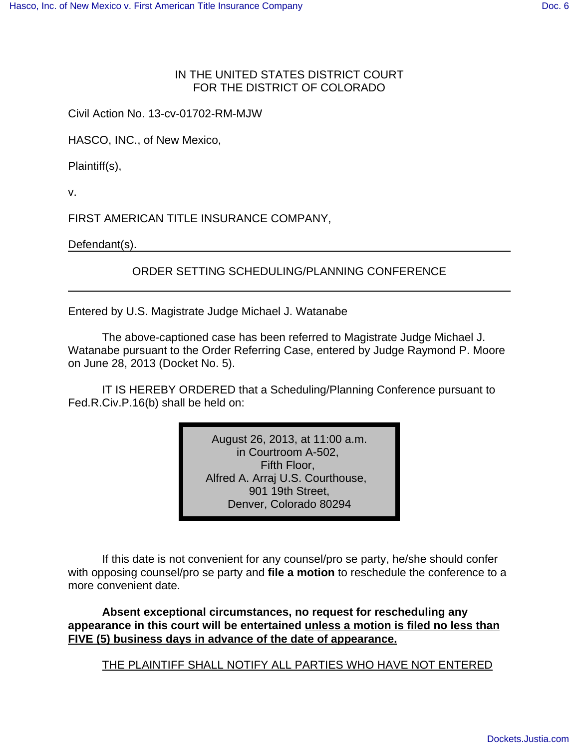IN THE UNITED STATES DISTRICT COURT
FOR THE DISTRICT OF COLORADO

Civil Action No. 13-cv-01702-RM-MJW

HASCO, INC., of New Mexico,

Plaintiff(s),

v.

FIRST AMERICAN TITLE INSURANCE COMPANY,

Defendant(s).

---

ORDER SETTING SCHEDULING/PLANNING CONFERENCE

---

Entered by U.S. Magistrate Judge Michael J. Watanabe

The above-captioned case has been referred to Magistrate Judge Michael J. Watanabe pursuant to the Order Referring Case, entered by Judge Raymond P. Moore on June 28, 2013 (Docket No. 5).

IT IS HEREBY ORDERED that a Scheduling/Planning Conference pursuant to Fed.R.Civ.P.16(b) shall be held on:

> August 26, 2013, at 11:00 a.m.
> in Courtroom A-502,
> Fifth Floor,
> Alfred A. Arraj U.S. Courthouse,
> 901 19th Street,
> Denver, Colorado 80294

If this date is not convenient for any counsel/pro se party, he/she should confer with opposing counsel/pro se party and **file a motion** to reschedule the conference to a more convenient date.

**Absent exceptional circumstances, no request for rescheduling any appearance in this court will be entertained unless a motion is filed no less than FIVE (5) business days in advance of the date of appearance.**

THE PLAINTIFF SHALL NOTIFY ALL PARTIES WHO HAVE NOT ENTERED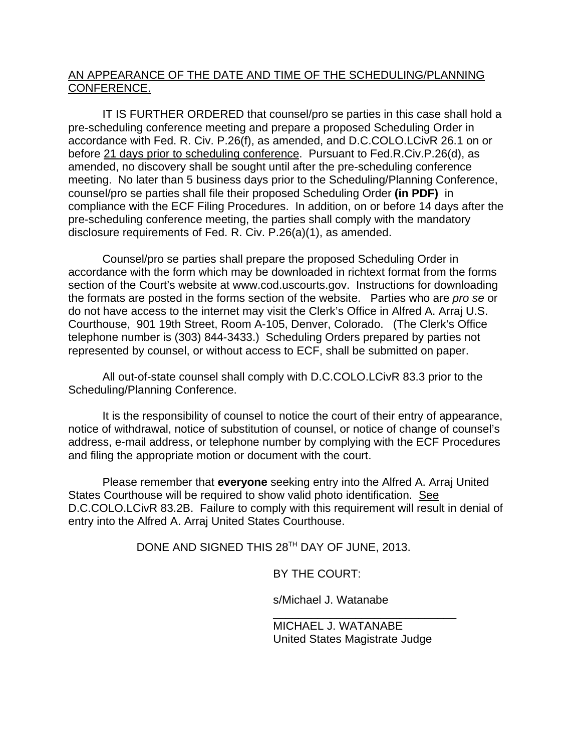AN APPEARANCE OF THE DATE AND TIME OF THE SCHEDULING/PLANNING CONFERENCE.

IT IS FURTHER ORDERED that counsel/pro se parties in this case shall hold a pre-scheduling conference meeting and prepare a proposed Scheduling Order in accordance with Fed. R. Civ. P.26(f), as amended, and D.C.COLO.LCivR 26.1 on or before 21 days prior to scheduling conference. Pursuant to Fed.R.Civ.P.26(d), as amended, no discovery shall be sought until after the pre-scheduling conference meeting. No later than 5 business days prior to the Scheduling/Planning Conference, counsel/pro se parties shall file their proposed Scheduling Order **(in PDF)** in compliance with the ECF Filing Procedures. In addition, on or before 14 days after the pre-scheduling conference meeting, the parties shall comply with the mandatory disclosure requirements of Fed. R. Civ. P.26(a)(1), as amended.

Counsel/pro se parties shall prepare the proposed Scheduling Order in accordance with the form which may be downloaded in richtext format from the forms section of the Court's website at www.cod.uscourts.gov. Instructions for downloading the formats are posted in the forms section of the website. Parties who are *pro se* or do not have access to the internet may visit the Clerk's Office in Alfred A. Arraj U.S. Courthouse, 901 19th Street, Room A-105, Denver, Colorado. (The Clerk's Office telephone number is (303) 844-3433.) Scheduling Orders prepared by parties not represented by counsel, or without access to ECF, shall be submitted on paper.

All out-of-state counsel shall comply with D.C.COLO.LCivR 83.3 prior to the Scheduling/Planning Conference.

It is the responsibility of counsel to notice the court of their entry of appearance, notice of withdrawal, notice of substitution of counsel, or notice of change of counsel's address, e-mail address, or telephone number by complying with the ECF Procedures and filing the appropriate motion or document with the court.

Please remember that **everyone** seeking entry into the Alfred A. Arraj United States Courthouse will be required to show valid photo identification. See D.C.COLO.LCivR 83.2B. Failure to comply with this requirement will result in denial of entry into the Alfred A. Arraj United States Courthouse.

DONE AND SIGNED THIS 28TH DAY OF JUNE, 2013.

BY THE COURT:

s/Michael J. Watanabe

MICHAEL J. WATANABE
United States Magistrate Judge